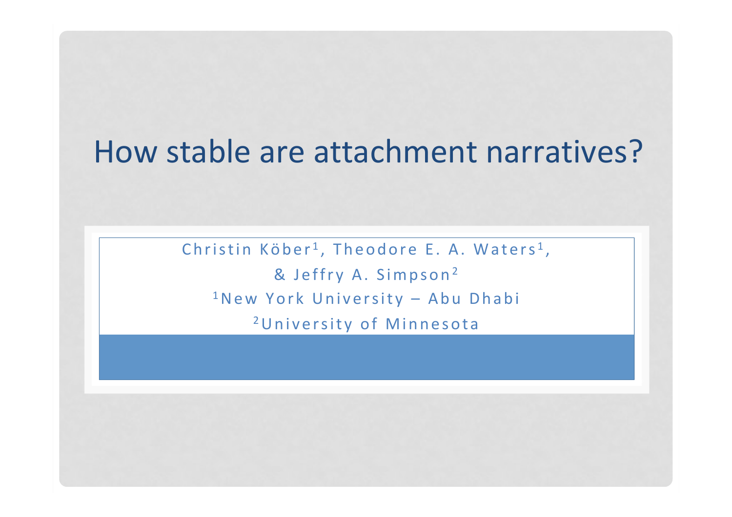# How stable are attachment narratives?

Christin Köber[1], Theodore E. A. Waters[1], & Jeffry A. Simpson[2]

[1]New York University – Abu Dhabi

[2]University of Minnesota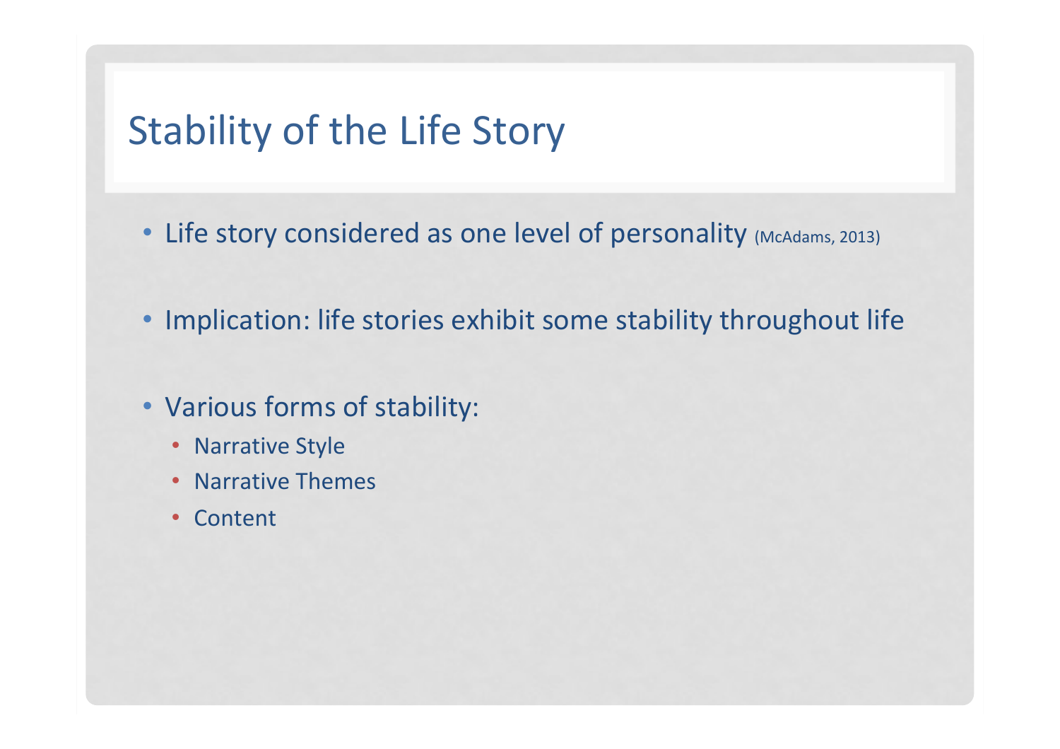# Stability of the Life Story

- Life story considered as one level of personality (McAdams, 2013)
- Implication: life stories exhibit some stability throughout life
- Various forms of stability:
  - Narrative Style
  - Narrative Themes
  - Content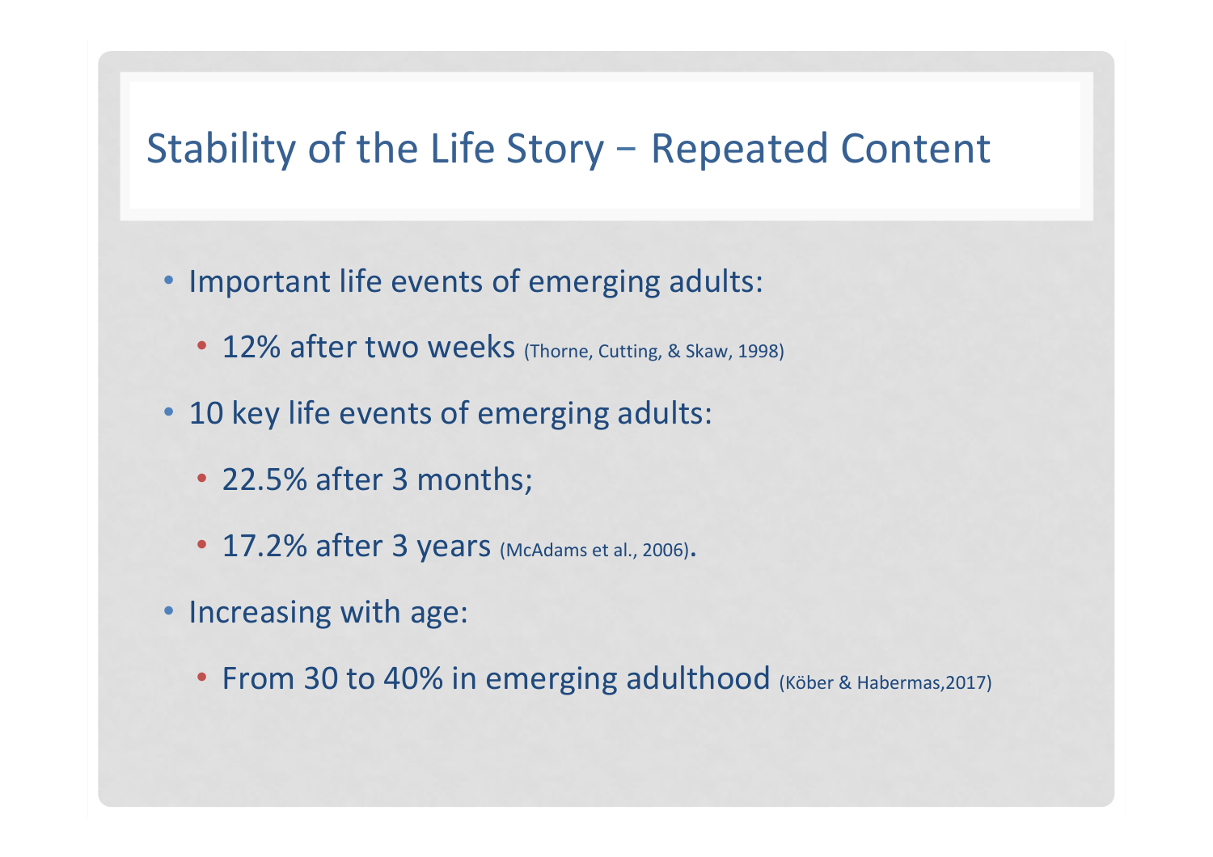# Stability of the Life Story – Repeated Content

- Important life events of emerging adults:
  - 12% after two weeks (Thorne, Cutting, & Skaw, 1998)
- 10 key life events of emerging adults:
  - 22.5% after 3 months;
  - 17.2% after 3 years (McAdams et al., 2006).
- Increasing with age:
  - From 30 to 40% in emerging adulthood (Köber & Habermas,2017)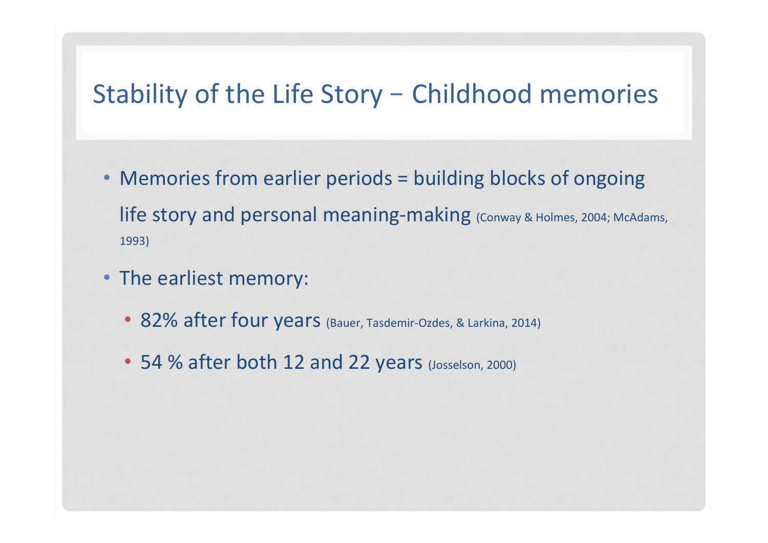# Stability of the Life Story – Childhood memories

- Memories from earlier periods = building blocks of ongoing life story and personal meaning-making (Conway & Holmes, 2004; McAdams, 1993)
- The earliest memory:
  - 82% after four years (Bauer, Tasdemir-Ozdes, & Larkina, 2014)
  - 54 % after both 12 and 22 years (Josselson, 2000)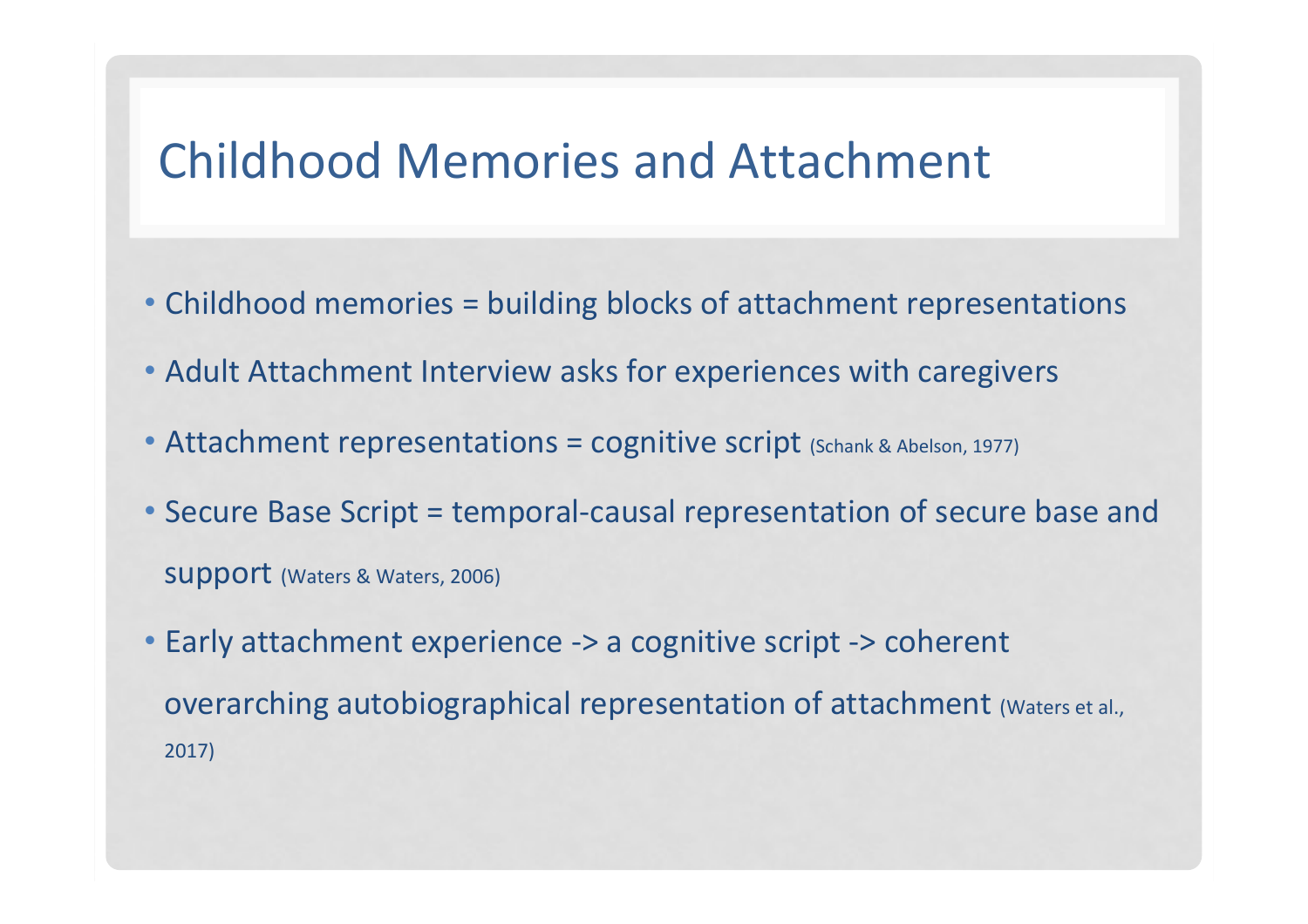# Childhood Memories and Attachment

- Childhood memories = building blocks of attachment representations
- Adult Attachment Interview asks for experiences with caregivers
- Attachment representations = cognitive script (Schank & Abelson, 1977)
- Secure Base Script = temporal-causal representation of secure base and support (Waters & Waters, 2006)
- Early attachment experience -> a cognitive script -> coherent overarching autobiographical representation of attachment (Waters et al., 2017)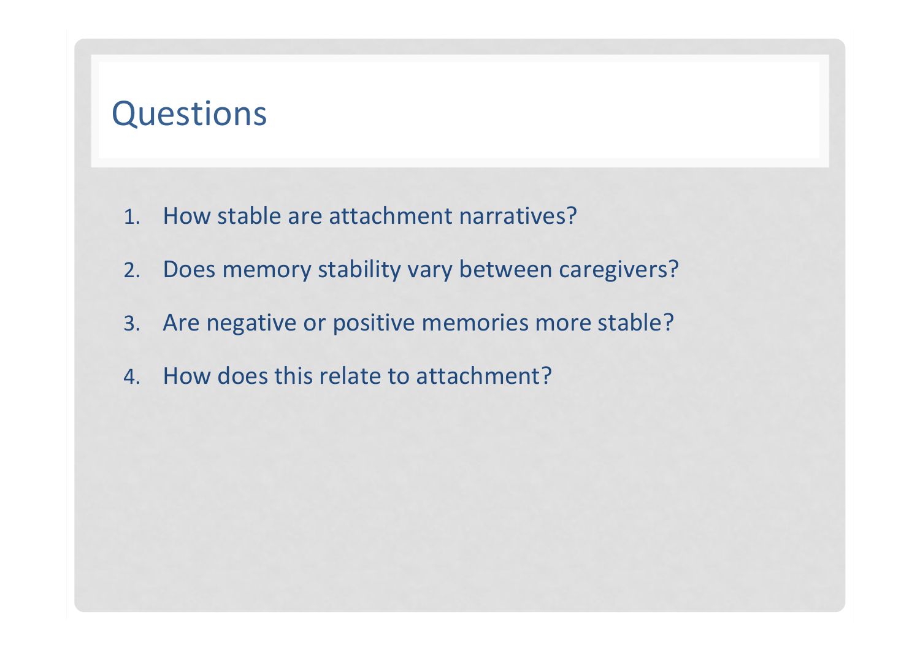# Questions

1. How stable are attachment narratives?
2. Does memory stability vary between caregivers?
3. Are negative or positive memories more stable?
4. How does this relate to attachment?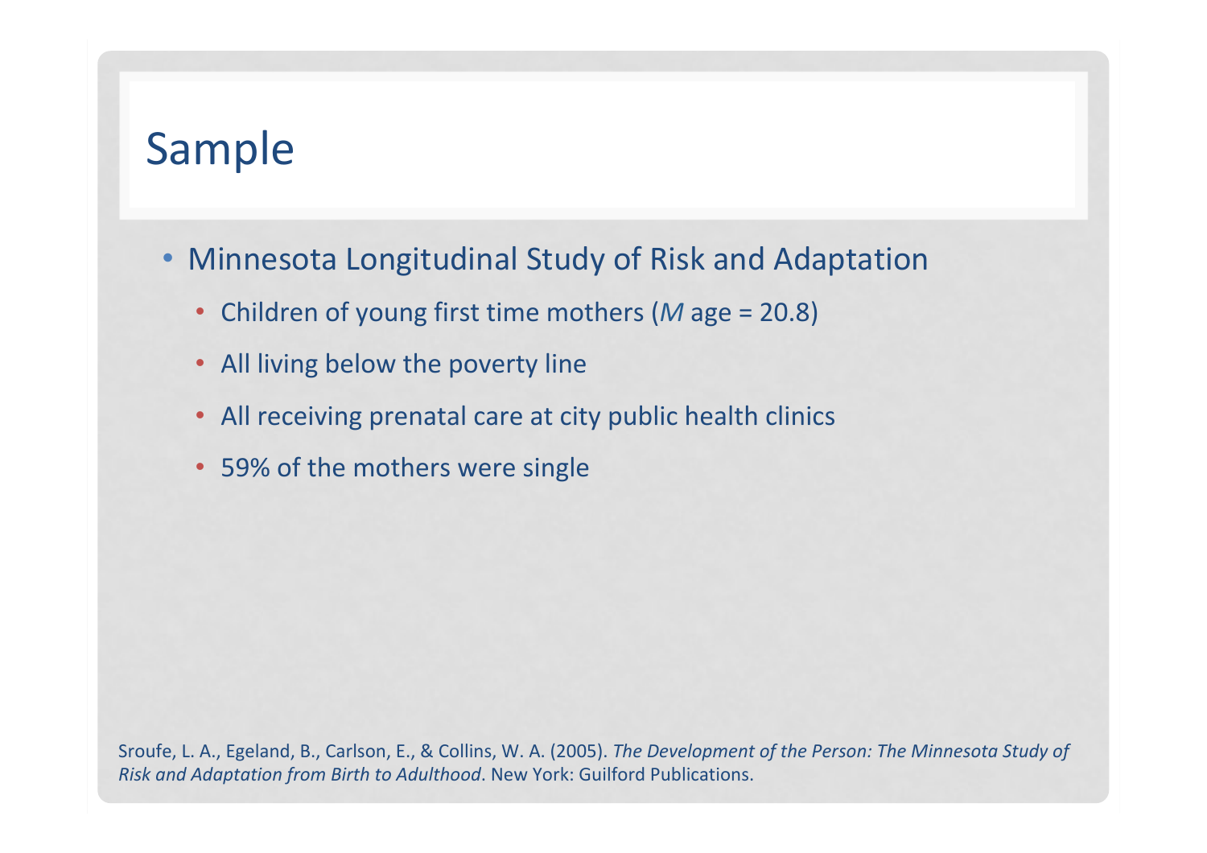# Sample

- Minnesota Longitudinal Study of Risk and Adaptation
  - Children of young first time mothers (*M* age = 20.8)
  - All living below the poverty line
  - All receiving prenatal care at city public health clinics
  - 59% of the mothers were single

Sroufe, L. A., Egeland, B., Carlson, E., & Collins, W. A. (2005). *The Development of the Person: The Minnesota Study of Risk and Adaptation from Birth to Adulthood*. New York: Guilford Publications.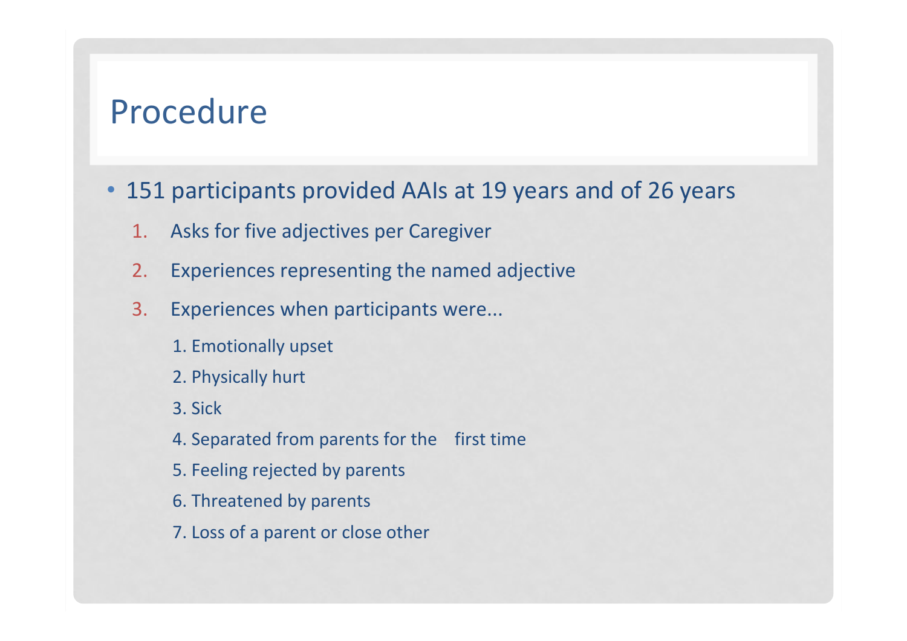# Procedure

- 151 participants provided AAIs at 19 years and of 26 years
  1. Asks for five adjectives per Caregiver
  2. Experiences representing the named adjective
  3. Experiences when participants were...
     1. Emotionally upset
     2. Physically hurt
     3. Sick
     4. Separated from parents for the first time
     5. Feeling rejected by parents
     6. Threatened by parents
     7. Loss of a parent or close other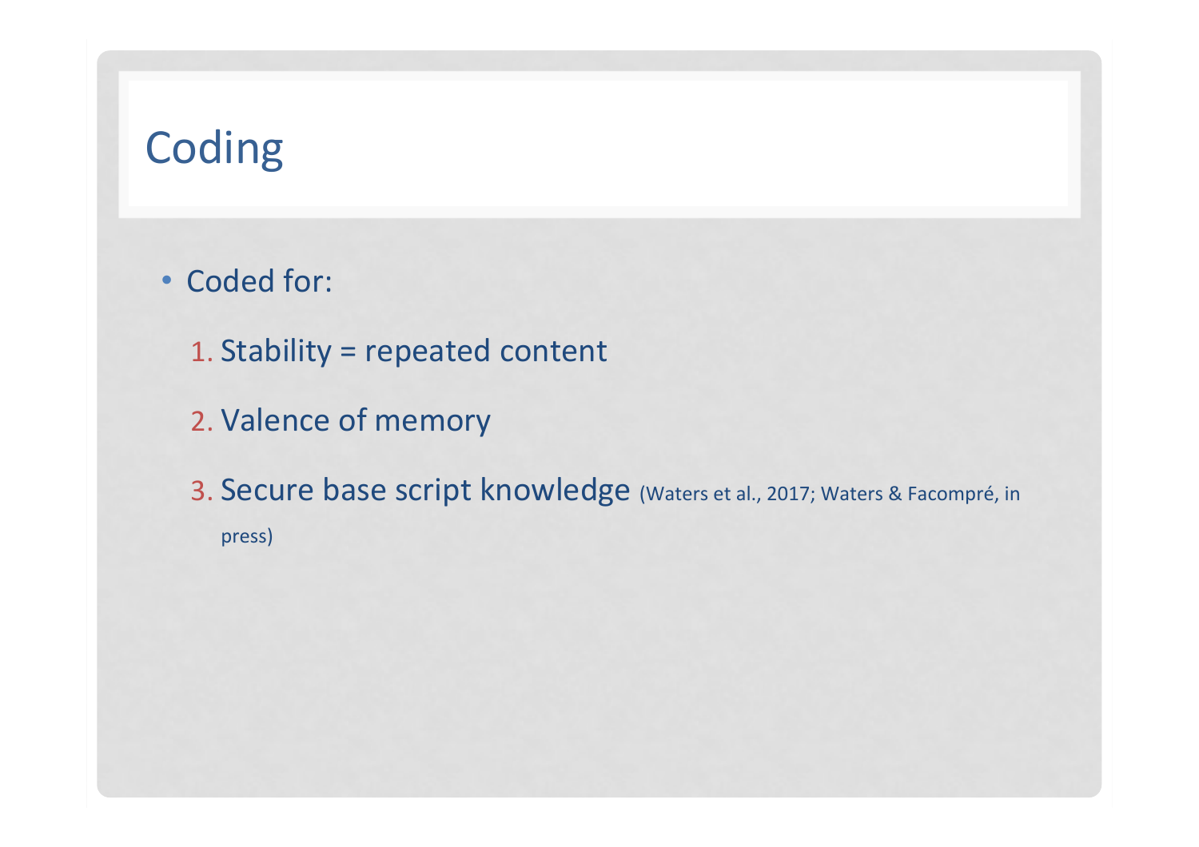# Coding

- Coded for:
  1. Stability = repeated content
  2. Valence of memory
  3. Secure base script knowledge (Waters et al., 2017; Waters & Facompré, in press)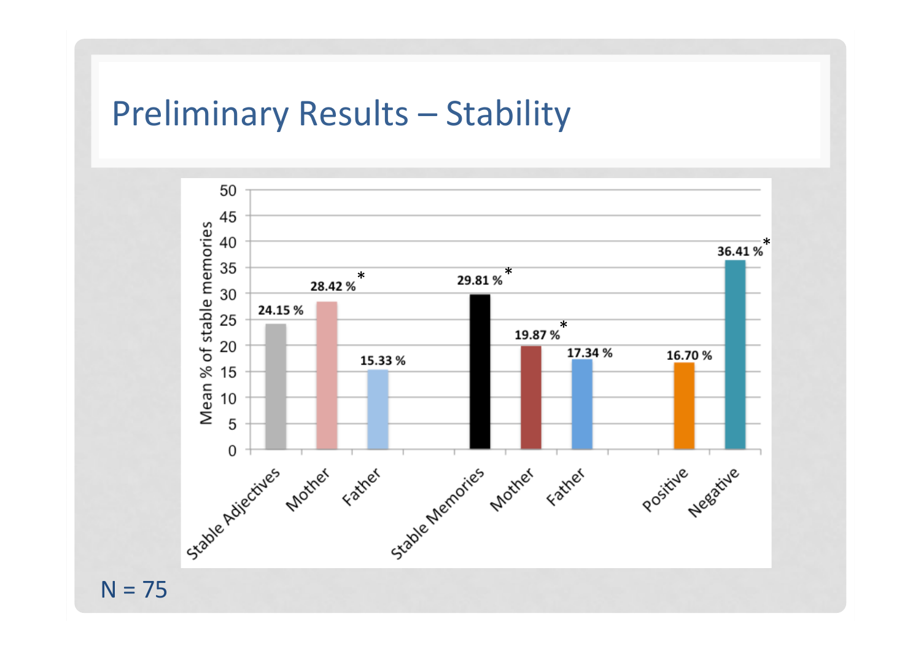# Preliminary Results – Stability

| | Mean % of stable memories |
|---|---|
| Stable Adjectives | 24.15 % |
| Mother | 28.42 % * |
| Father | 15.33 % |
| Stable Memories | 29.81 % * |
| Mother | 19.87 % * |
| Father | 17.34 % |
| Positive | 16.70 % |
| Negative | 36.41 % * |

N = 75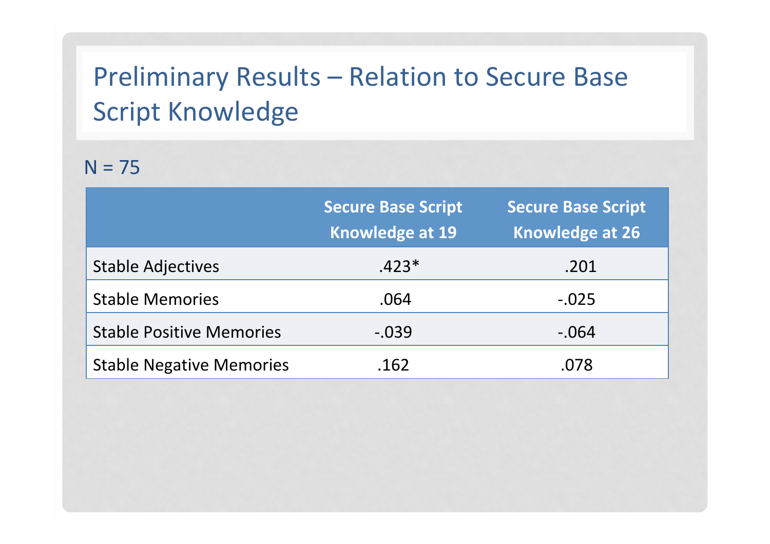# Preliminary Results – Relation to Secure Base Script Knowledge

N = 75

| | Secure Base Script Knowledge at 19 | Secure Base Script Knowledge at 26 |
|---|---|---|
| Stable Adjectives | .423* | .201 |
| Stable Memories | .064 | -.025 |
| Stable Positive Memories | -.039 | -.064 |
| Stable Negative Memories | .162 | .078 |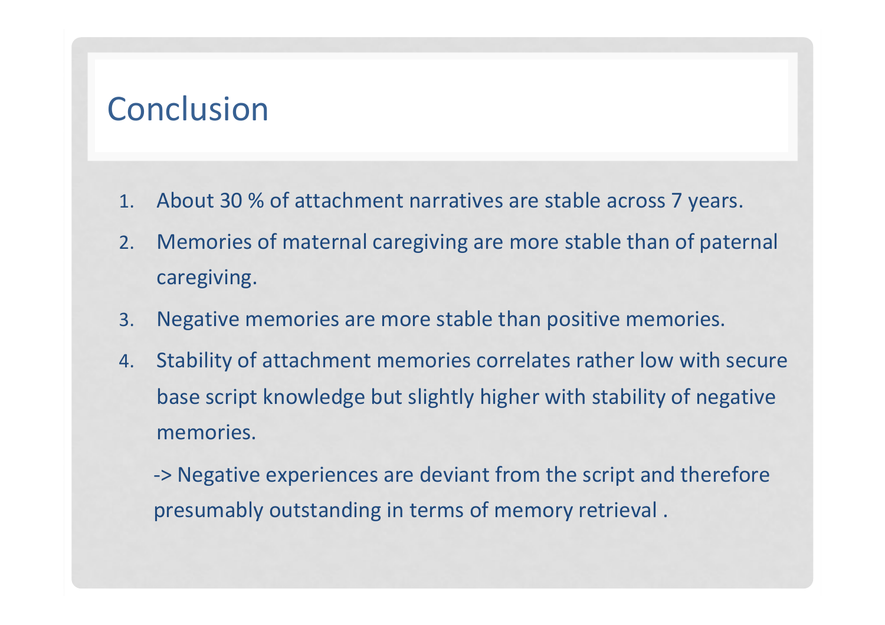# Conclusion

1. About 30 % of attachment narratives are stable across 7 years.
2. Memories of maternal caregiving are more stable than of paternal caregiving.
3. Negative memories are more stable than positive memories.
4. Stability of attachment memories correlates rather low with secure base script knowledge but slightly higher with stability of negative memories.

-> Negative experiences are deviant from the script and therefore presumably outstanding in terms of memory retrieval .